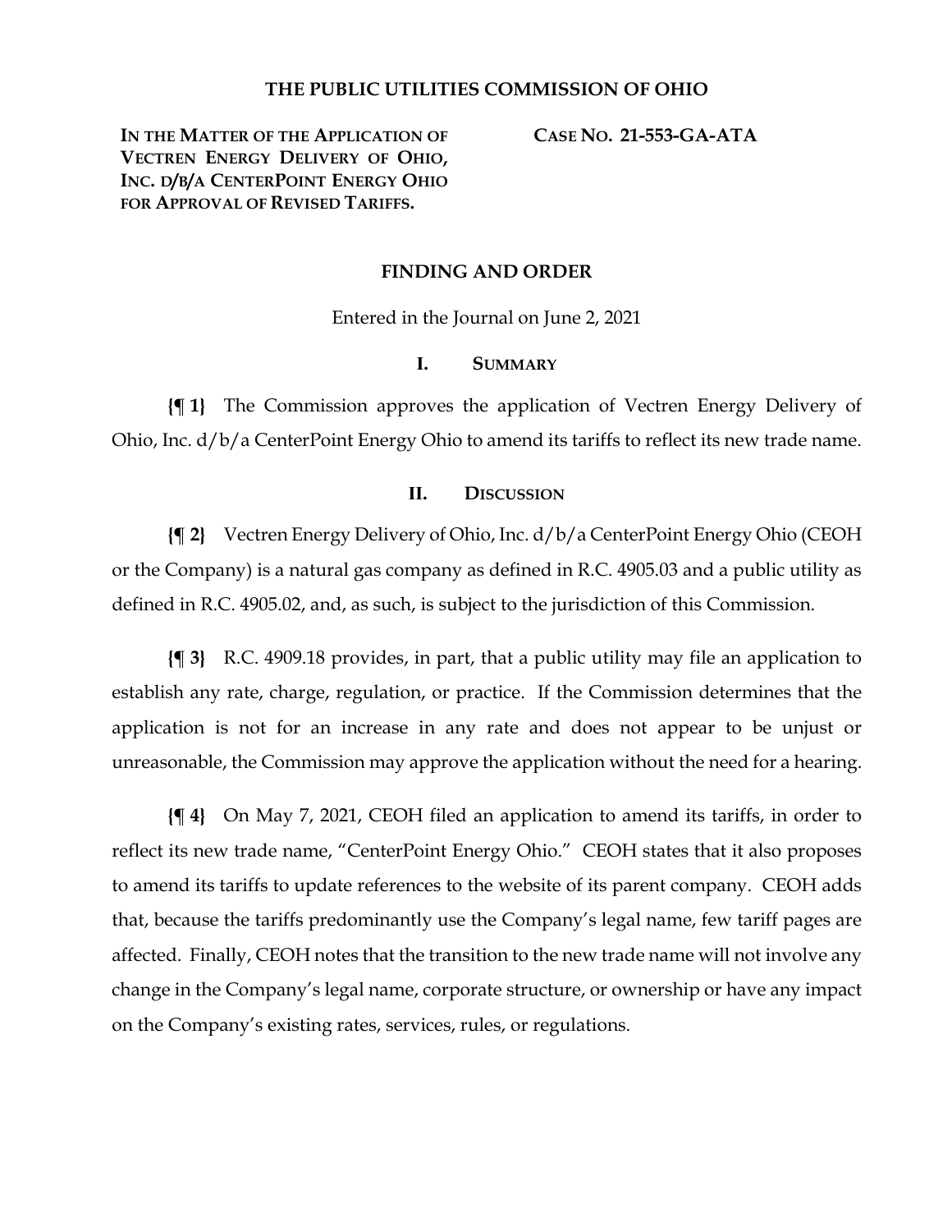# THE PUBLIC UTILITIES COMMISSION OF OHIO

**IN THE MATTER OF THE APPLICATION OF VECTREN ENERGY DELIVERY OF OHIO, INC. D/B/A CENTERPOINT ENERGY OHIO FOR APPROVAL OF REVISED TARIFFS.**

**CASE NO. 21-553-GA-ATA**

## FINDING AND ORDER

Entered in the Journal on June 2, 2021

### I. SUMMARY

**{¶ 1}** The Commission approves the application of Vectren Energy Delivery of Ohio, Inc. d/b/a CenterPoint Energy Ohio to amend its tariffs to reflect its new trade name.

### II. DISCUSSION

**{¶ 2}** Vectren Energy Delivery of Ohio, Inc. d/b/a CenterPoint Energy Ohio (CEOH or the Company) is a natural gas company as defined in R.C. 4905.03 and a public utility as defined in R.C. 4905.02, and, as such, is subject to the jurisdiction of this Commission.

**{¶ 3}** R.C. 4909.18 provides, in part, that a public utility may file an application to establish any rate, charge, regulation, or practice. If the Commission determines that the application is not for an increase in any rate and does not appear to be unjust or unreasonable, the Commission may approve the application without the need for a hearing.

**{¶ 4}** On May 7, 2021, CEOH filed an application to amend its tariffs, in order to reflect its new trade name, "CenterPoint Energy Ohio." CEOH states that it also proposes to amend its tariffs to update references to the website of its parent company. CEOH adds that, because the tariffs predominantly use the Company's legal name, few tariff pages are affected. Finally, CEOH notes that the transition to the new trade name will not involve any change in the Company's legal name, corporate structure, or ownership or have any impact on the Company's existing rates, services, rules, or regulations.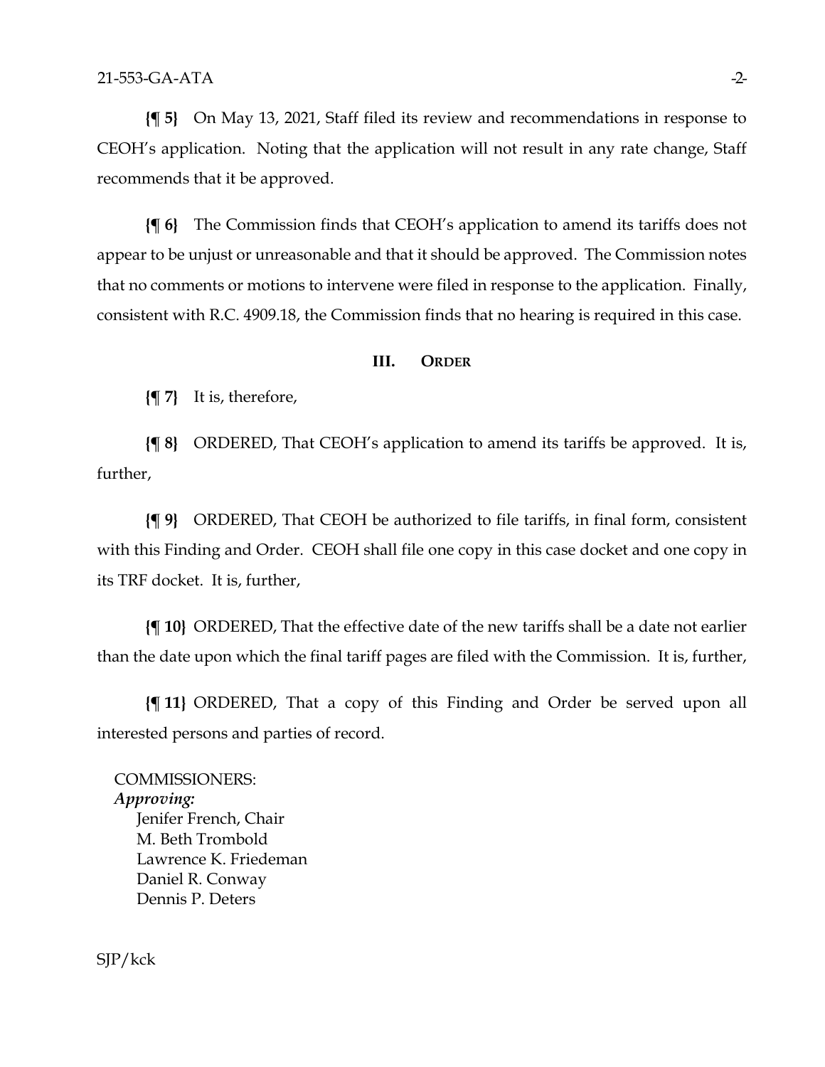**{¶ 5}** On May 13, 2021, Staff filed its review and recommendations in response to CEOH's application. Noting that the application will not result in any rate change, Staff recommends that it be approved.

**{¶ 6}** The Commission finds that CEOH's application to amend its tariffs does not appear to be unjust or unreasonable and that it should be approved. The Commission notes that no comments or motions to intervene were filed in response to the application. Finally, consistent with R.C. 4909.18, the Commission finds that no hearing is required in this case.

## III. ORDER

**{¶ 7}** It is, therefore,

**{¶ 8}** ORDERED, That CEOH's application to amend its tariffs be approved. It is, further,

**{¶ 9}** ORDERED, That CEOH be authorized to file tariffs, in final form, consistent with this Finding and Order. CEOH shall file one copy in this case docket and one copy in its TRF docket. It is, further,

**{¶ 10}** ORDERED, That the effective date of the new tariffs shall be a date not earlier than the date upon which the final tariff pages are filed with the Commission. It is, further,

**{¶ 11}** ORDERED, That a copy of this Finding and Order be served upon all interested persons and parties of record.

COMMISSIONERS:
***Approving:***
Jenifer French, Chair
M. Beth Trombold
Lawrence K. Friedeman
Daniel R. Conway
Dennis P. Deters

SJP/kck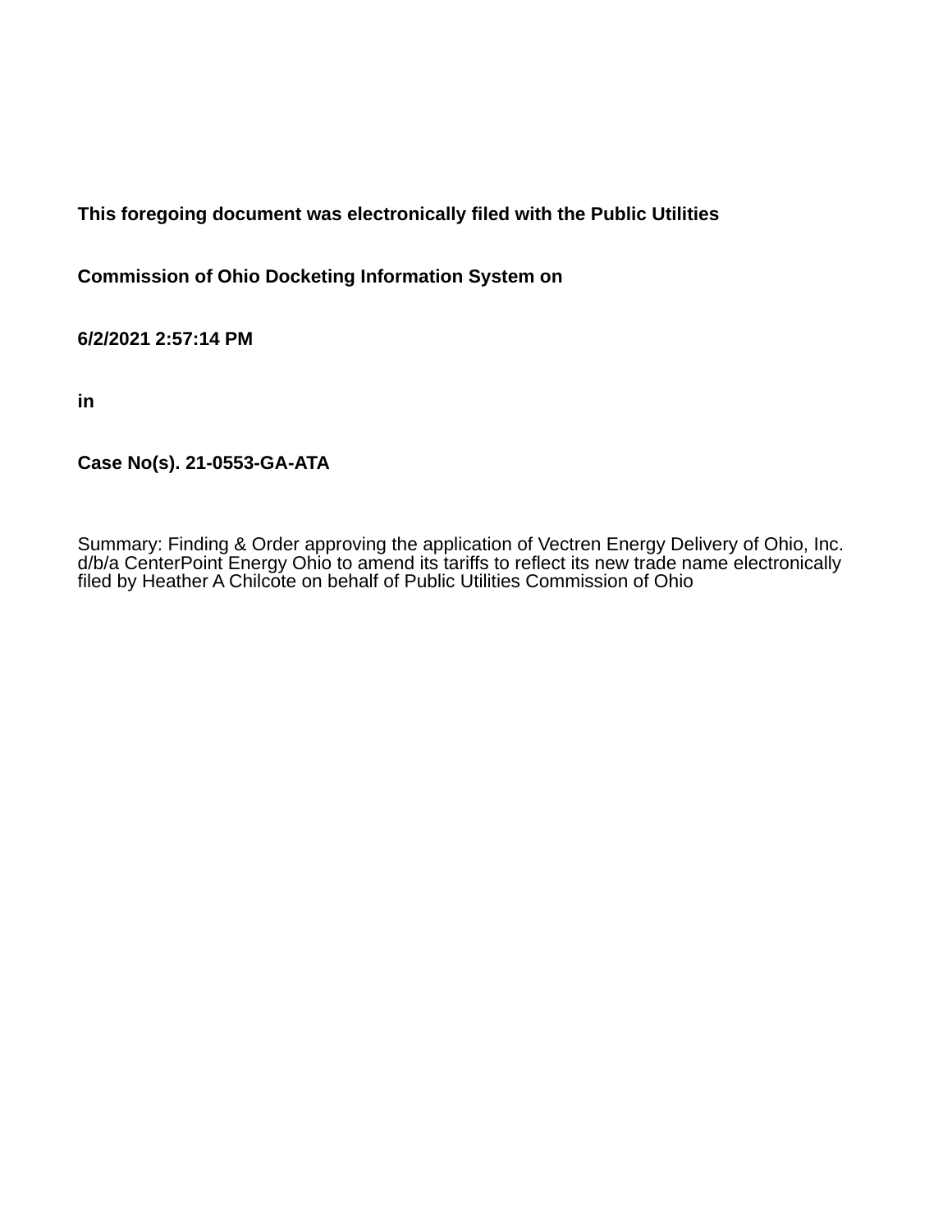**This foregoing document was electronically filed with the Public Utilities**

**Commission of Ohio Docketing Information System on**

**6/2/2021 2:57:14 PM**

**in**

**Case No(s). 21-0553-GA-ATA**

Summary: Finding & Order approving the application of Vectren Energy Delivery of Ohio, Inc. d/b/a CenterPoint Energy Ohio to amend its tariffs to reflect its new trade name electronically filed by Heather A Chilcote on behalf of Public Utilities Commission of Ohio